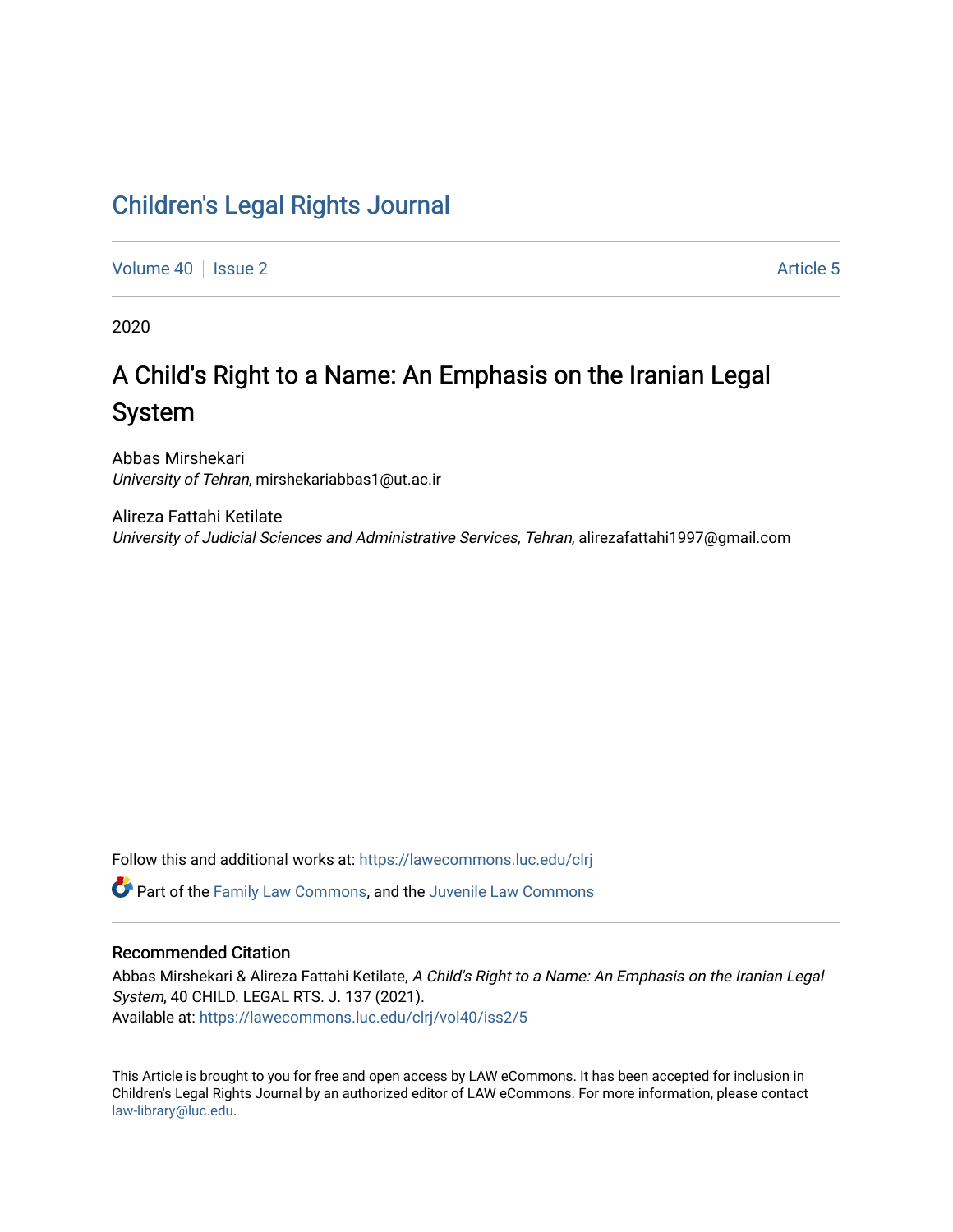# Children's Legal Rights Journal

Volume 40 | Issue 2 | Article 5

2020

## A Child's Right to a Name: An Emphasis on the Iranian Legal System

Abbas Mirshekari
*University of Tehran*, mirshekariabbas1@ut.ac.ir

Alireza Fattahi Ketilate
*University of Judicial Sciences and Administrative Services, Tehran*, alirezafattahi1997@gmail.com

Follow this and additional works at: https://lawecommons.luc.edu/clrj

Part of the Family Law Commons, and the Juvenile Law Commons

### Recommended Citation

Abbas Mirshekari & Alireza Fattahi Ketilate, *A Child's Right to a Name: An Emphasis on the Iranian Legal System*, 40 CHILD. LEGAL RTS. J. 137 (2021).
Available at: https://lawecommons.luc.edu/clrj/vol40/iss2/5

This Article is brought to you for free and open access by LAW eCommons. It has been accepted for inclusion in Children's Legal Rights Journal by an authorized editor of LAW eCommons. For more information, please contact law-library@luc.edu.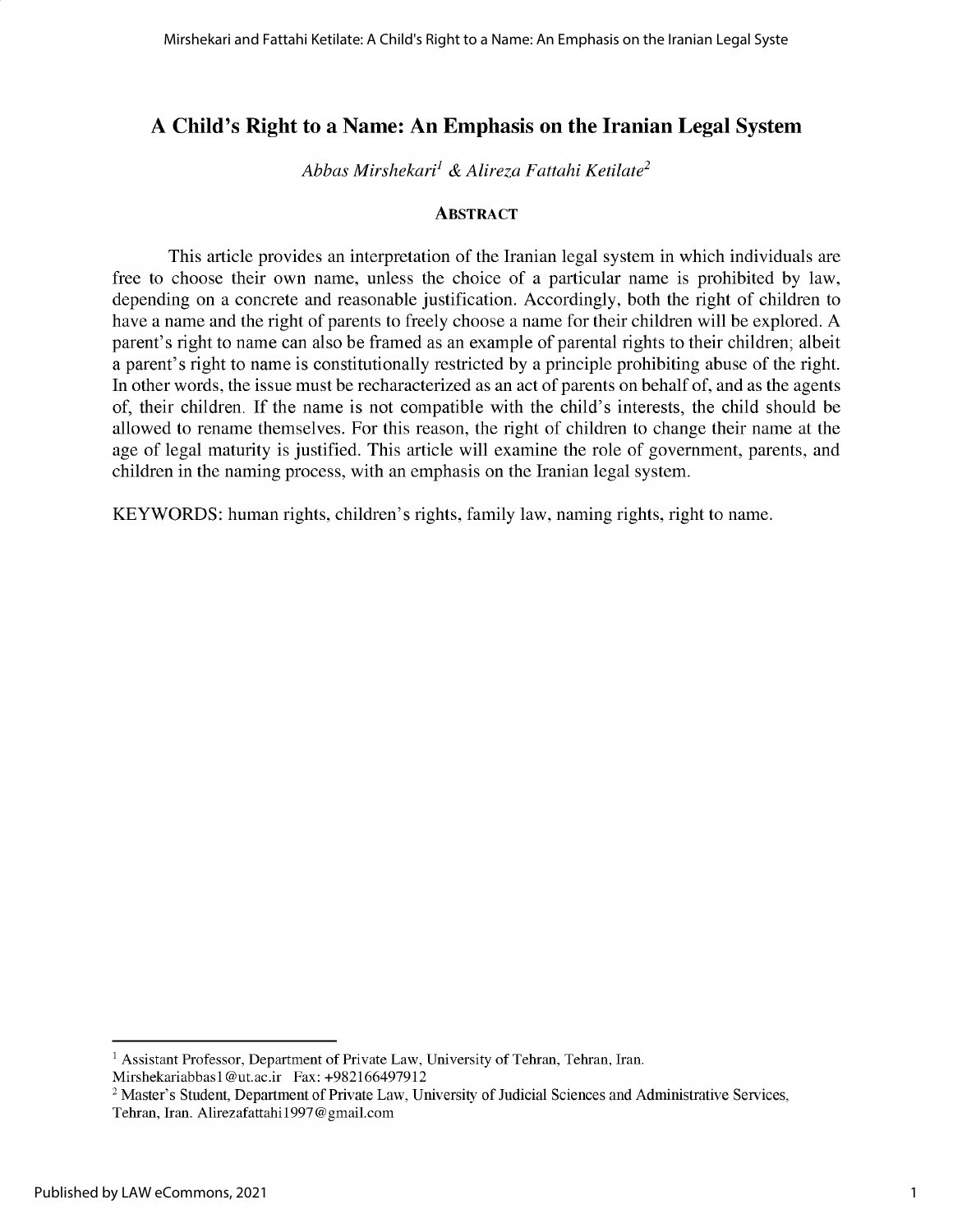# A Child's Right to a Name: An Emphasis on the Iranian Legal System

*Abbas Mirshekari*[1] *& Alireza Fattahi Ketilate*[2]

### ABSTRACT

This article provides an interpretation of the Iranian legal system in which individuals are free to choose their own name, unless the choice of a particular name is prohibited by law, depending on a concrete and reasonable justification. Accordingly, both the right of children to have a name and the right of parents to freely choose a name for their children will be explored. A parent's right to name can also be framed as an example of parental rights to their children; albeit a parent's right to name is constitutionally restricted by a principle prohibiting abuse of the right. In other words, the issue must be recharacterized as an act of parents on behalf of, and as the agents of, their children. If the name is not compatible with the child's interests, the child should be allowed to rename themselves. For this reason, the right of children to change their name at the age of legal maturity is justified. This article will examine the role of government, parents, and children in the naming process, with an emphasis on the Iranian legal system.

KEYWORDS: human rights, children's rights, family law, naming rights, right to name.

---

[1] Assistant Professor, Department of Private Law, University of Tehran, Tehran, Iran. Mirshekariabbas1@ut.ac.ir Fax: +982166497912

[2] Master's Student, Department of Private Law, University of Judicial Sciences and Administrative Services, Tehran, Iran. Alirezafattahi1997@gmail.com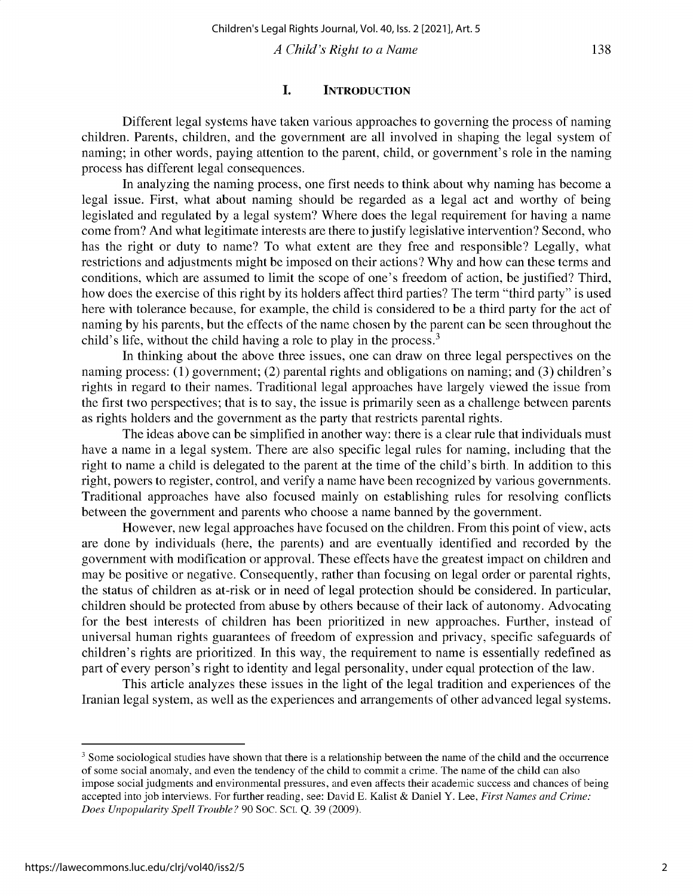## I. Introduction

Different legal systems have taken various approaches to governing the process of naming children. Parents, children, and the government are all involved in shaping the legal system of naming; in other words, paying attention to the parent, child, or government's role in the naming process has different legal consequences.

In analyzing the naming process, one first needs to think about why naming has become a legal issue. First, what about naming should be regarded as a legal act and worthy of being legislated and regulated by a legal system? Where does the legal requirement for having a name come from? And what legitimate interests are there to justify legislative intervention? Second, who has the right or duty to name? To what extent are they free and responsible? Legally, what restrictions and adjustments might be imposed on their actions? Why and how can these terms and conditions, which are assumed to limit the scope of one's freedom of action, be justified? Third, how does the exercise of this right by its holders affect third parties? The term "third party" is used here with tolerance because, for example, the child is considered to be a third party for the act of naming by his parents, but the effects of the name chosen by the parent can be seen throughout the child's life, without the child having a role to play in the process.[3]

In thinking about the above three issues, one can draw on three legal perspectives on the naming process: (1) government; (2) parental rights and obligations on naming; and (3) children's rights in regard to their names. Traditional legal approaches have largely viewed the issue from the first two perspectives; that is to say, the issue is primarily seen as a challenge between parents as rights holders and the government as the party that restricts parental rights.

The ideas above can be simplified in another way: there is a clear rule that individuals must have a name in a legal system. There are also specific legal rules for naming, including that the right to name a child is delegated to the parent at the time of the child's birth. In addition to this right, powers to register, control, and verify a name have been recognized by various governments. Traditional approaches have also focused mainly on establishing rules for resolving conflicts between the government and parents who choose a name banned by the government.

However, new legal approaches have focused on the children. From this point of view, acts are done by individuals (here, the parents) and are eventually identified and recorded by the government with modification or approval. These effects have the greatest impact on children and may be positive or negative. Consequently, rather than focusing on legal order or parental rights, the status of children as at-risk or in need of legal protection should be considered. In particular, children should be protected from abuse by others because of their lack of autonomy. Advocating for the best interests of children has been prioritized in new approaches. Further, instead of universal human rights guarantees of freedom of expression and privacy, specific safeguards of children's rights are prioritized. In this way, the requirement to name is essentially redefined as part of every person's right to identity and legal personality, under equal protection of the law.

This article analyzes these issues in the light of the legal tradition and experiences of the Iranian legal system, as well as the experiences and arrangements of other advanced legal systems.

---

[3] Some sociological studies have shown that there is a relationship between the name of the child and the occurrence of some social anomaly, and even the tendency of the child to commit a crime. The name of the child can also impose social judgments and environmental pressures, and even affects their academic success and chances of being accepted into job interviews. For further reading, see: David E. Kalist & Daniel Y. Lee, *First Names and Crime: Does Unpopularity Spell Trouble?* 90 Soc. Sci. Q. 39 (2009).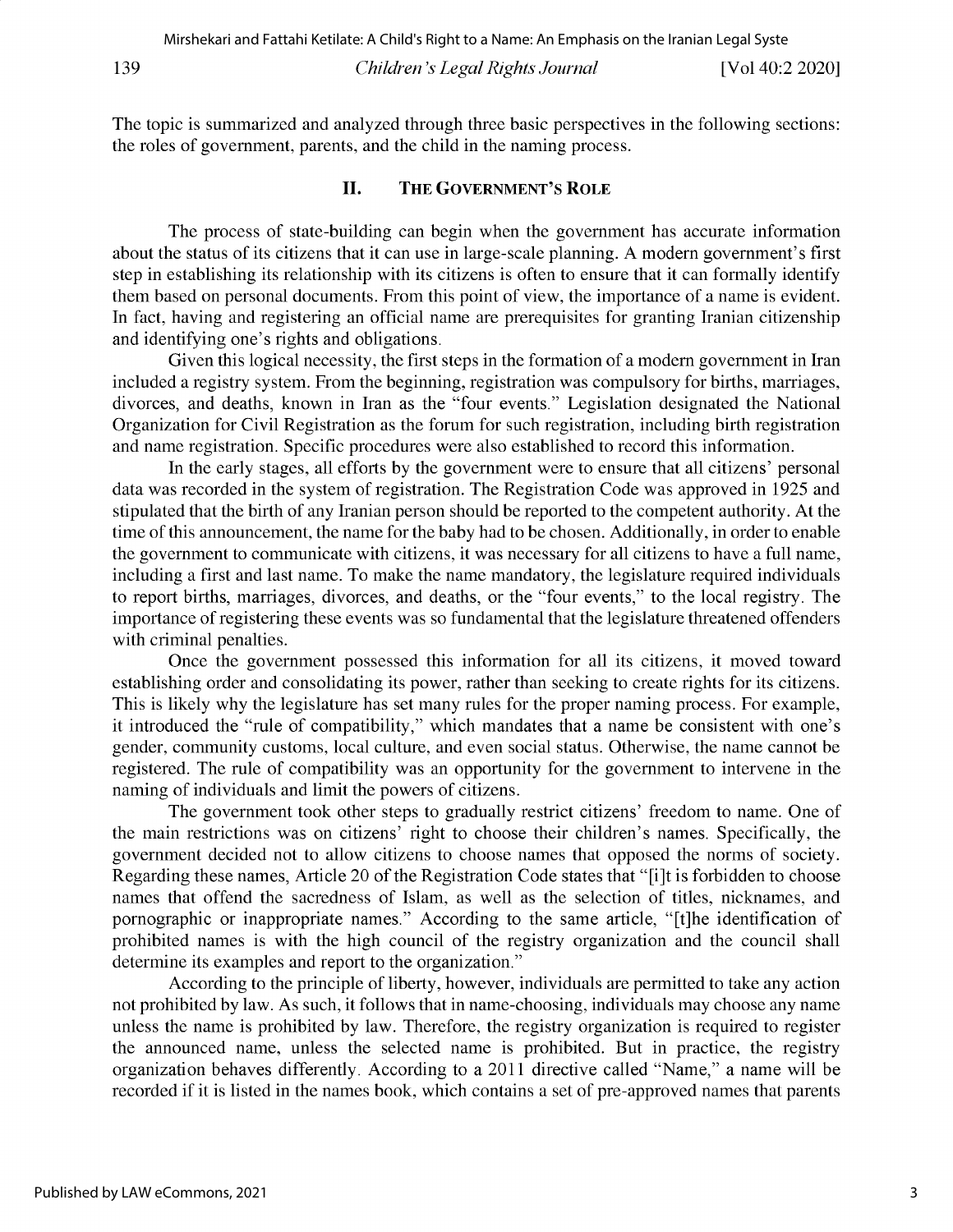The topic is summarized and analyzed through three basic perspectives in the following sections: the roles of government, parents, and the child in the naming process.

## II. THE GOVERNMENT'S ROLE

The process of state-building can begin when the government has accurate information about the status of its citizens that it can use in large-scale planning. A modern government's first step in establishing its relationship with its citizens is often to ensure that it can formally identify them based on personal documents. From this point of view, the importance of a name is evident. In fact, having and registering an official name are prerequisites for granting Iranian citizenship and identifying one's rights and obligations.

Given this logical necessity, the first steps in the formation of a modern government in Iran included a registry system. From the beginning, registration was compulsory for births, marriages, divorces, and deaths, known in Iran as the "four events." Legislation designated the National Organization for Civil Registration as the forum for such registration, including birth registration and name registration. Specific procedures were also established to record this information.

In the early stages, all efforts by the government were to ensure that all citizens' personal data was recorded in the system of registration. The Registration Code was approved in 1925 and stipulated that the birth of any Iranian person should be reported to the competent authority. At the time of this announcement, the name for the baby had to be chosen. Additionally, in order to enable the government to communicate with citizens, it was necessary for all citizens to have a full name, including a first and last name. To make the name mandatory, the legislature required individuals to report births, marriages, divorces, and deaths, or the "four events," to the local registry. The importance of registering these events was so fundamental that the legislature threatened offenders with criminal penalties.

Once the government possessed this information for all its citizens, it moved toward establishing order and consolidating its power, rather than seeking to create rights for its citizens. This is likely why the legislature has set many rules for the proper naming process. For example, it introduced the "rule of compatibility," which mandates that a name be consistent with one's gender, community customs, local culture, and even social status. Otherwise, the name cannot be registered. The rule of compatibility was an opportunity for the government to intervene in the naming of individuals and limit the powers of citizens.

The government took other steps to gradually restrict citizens' freedom to name. One of the main restrictions was on citizens' right to choose their children's names. Specifically, the government decided not to allow citizens to choose names that opposed the norms of society. Regarding these names, Article 20 of the Registration Code states that "[i]t is forbidden to choose names that offend the sacredness of Islam, as well as the selection of titles, nicknames, and pornographic or inappropriate names." According to the same article, "[t]he identification of prohibited names is with the high council of the registry organization and the council shall determine its examples and report to the organization."

According to the principle of liberty, however, individuals are permitted to take any action not prohibited by law. As such, it follows that in name-choosing, individuals may choose any name unless the name is prohibited by law. Therefore, the registry organization is required to register the announced name, unless the selected name is prohibited. But in practice, the registry organization behaves differently. According to a 2011 directive called "Name," a name will be recorded if it is listed in the names book, which contains a set of pre-approved names that parents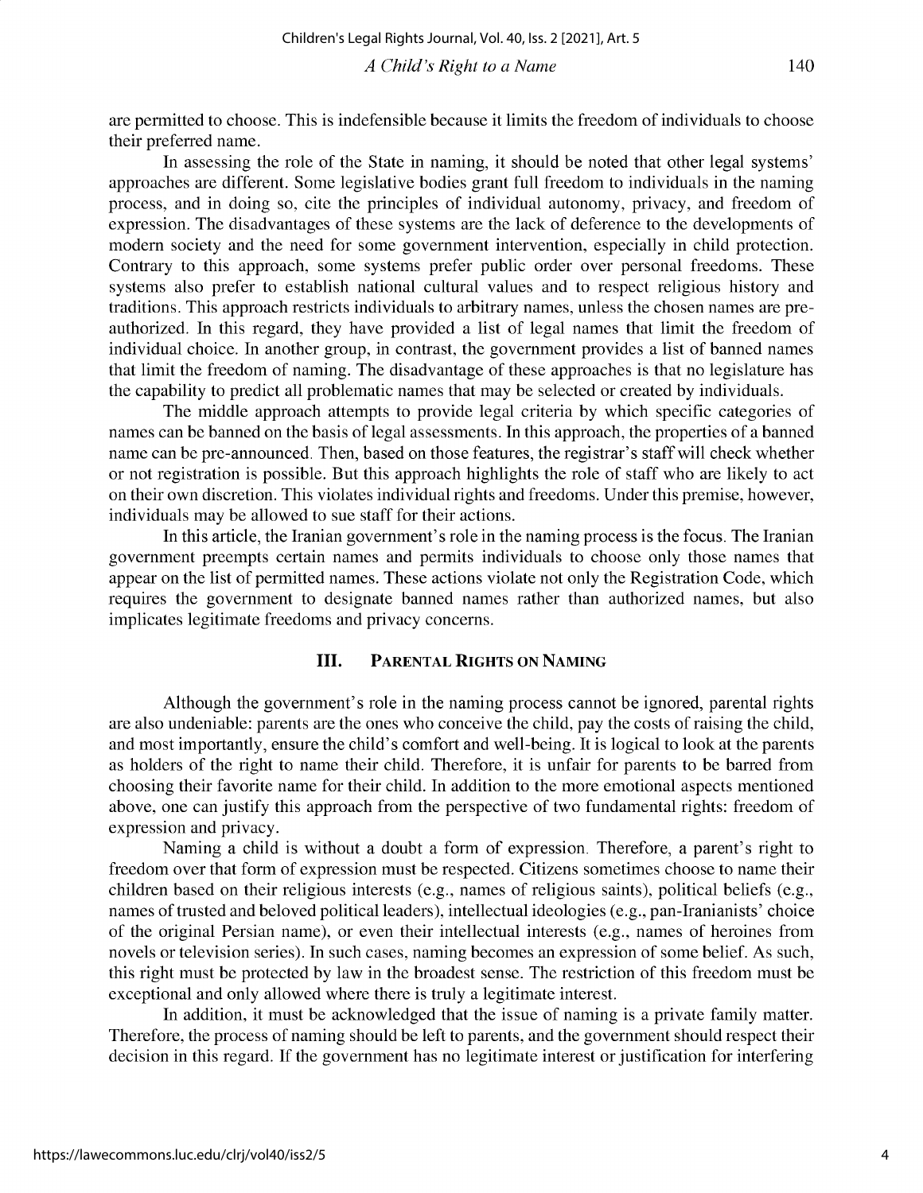are permitted to choose. This is indefensible because it limits the freedom of individuals to choose their preferred name.

In assessing the role of the State in naming, it should be noted that other legal systems' approaches are different. Some legislative bodies grant full freedom to individuals in the naming process, and in doing so, cite the principles of individual autonomy, privacy, and freedom of expression. The disadvantages of these systems are the lack of deference to the developments of modern society and the need for some government intervention, especially in child protection. Contrary to this approach, some systems prefer public order over personal freedoms. These systems also prefer to establish national cultural values and to respect religious history and traditions. This approach restricts individuals to arbitrary names, unless the chosen names are pre-authorized. In this regard, they have provided a list of legal names that limit the freedom of individual choice. In another group, in contrast, the government provides a list of banned names that limit the freedom of naming. The disadvantage of these approaches is that no legislature has the capability to predict all problematic names that may be selected or created by individuals.

The middle approach attempts to provide legal criteria by which specific categories of names can be banned on the basis of legal assessments. In this approach, the properties of a banned name can be pre-announced. Then, based on those features, the registrar's staff will check whether or not registration is possible. But this approach highlights the role of staff who are likely to act on their own discretion. This violates individual rights and freedoms. Under this premise, however, individuals may be allowed to sue staff for their actions.

In this article, the Iranian government's role in the naming process is the focus. The Iranian government preempts certain names and permits individuals to choose only those names that appear on the list of permitted names. These actions violate not only the Registration Code, which requires the government to designate banned names rather than authorized names, but also implicates legitimate freedoms and privacy concerns.

## III. Parental Rights on Naming

Although the government's role in the naming process cannot be ignored, parental rights are also undeniable: parents are the ones who conceive the child, pay the costs of raising the child, and most importantly, ensure the child's comfort and well-being. It is logical to look at the parents as holders of the right to name their child. Therefore, it is unfair for parents to be barred from choosing their favorite name for their child. In addition to the more emotional aspects mentioned above, one can justify this approach from the perspective of two fundamental rights: freedom of expression and privacy.

Naming a child is without a doubt a form of expression. Therefore, a parent's right to freedom over that form of expression must be respected. Citizens sometimes choose to name their children based on their religious interests (e.g., names of religious saints), political beliefs (e.g., names of trusted and beloved political leaders), intellectual ideologies (e.g., pan-Iranianists' choice of the original Persian name), or even their intellectual interests (e.g., names of heroines from novels or television series). In such cases, naming becomes an expression of some belief. As such, this right must be protected by law in the broadest sense. The restriction of this freedom must be exceptional and only allowed where there is truly a legitimate interest.

In addition, it must be acknowledged that the issue of naming is a private family matter. Therefore, the process of naming should be left to parents, and the government should respect their decision in this regard. If the government has no legitimate interest or justification for interfering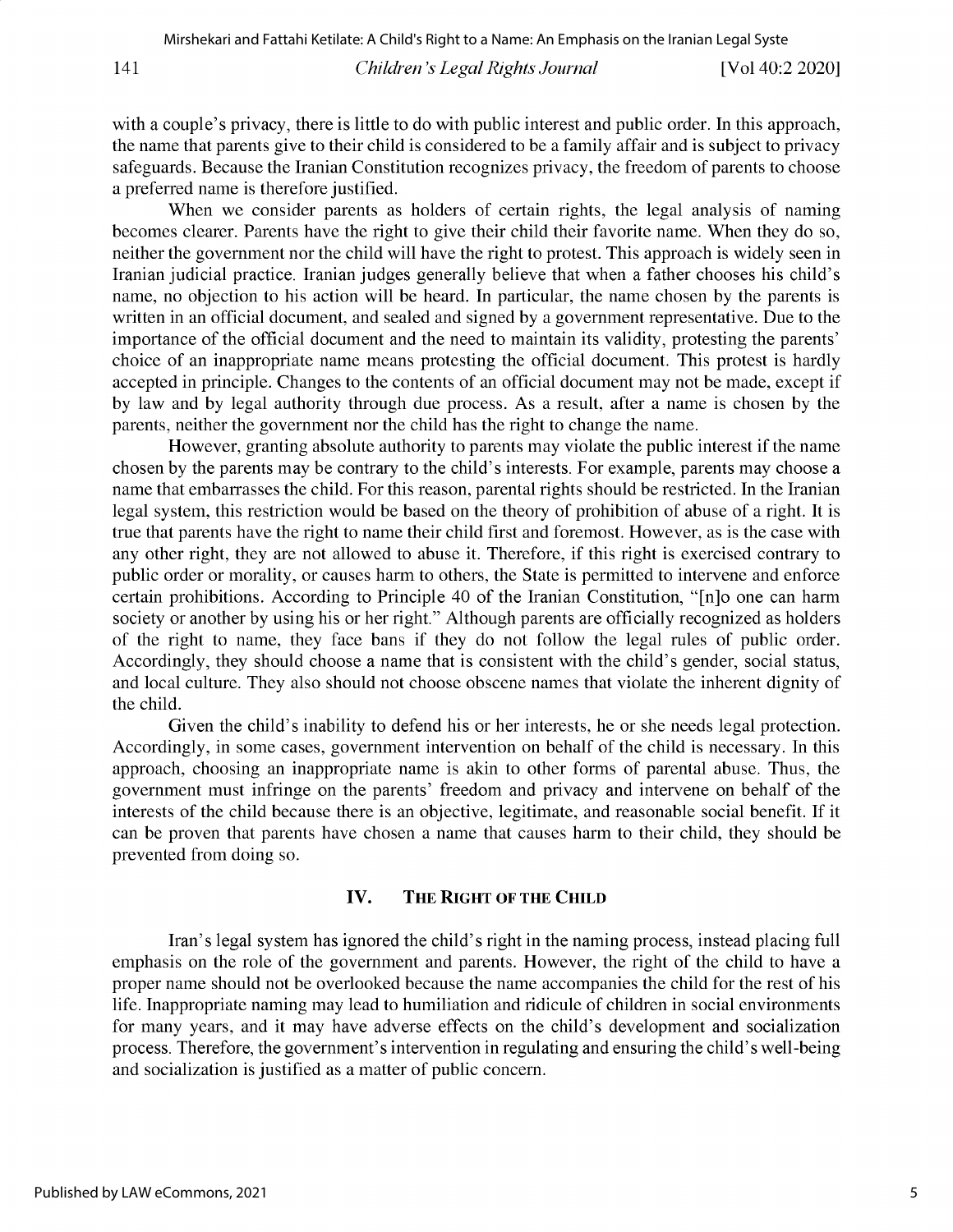with a couple's privacy, there is little to do with public interest and public order. In this approach, the name that parents give to their child is considered to be a family affair and is subject to privacy safeguards. Because the Iranian Constitution recognizes privacy, the freedom of parents to choose a preferred name is therefore justified.

When we consider parents as holders of certain rights, the legal analysis of naming becomes clearer. Parents have the right to give their child their favorite name. When they do so, neither the government nor the child will have the right to protest. This approach is widely seen in Iranian judicial practice. Iranian judges generally believe that when a father chooses his child's name, no objection to his action will be heard. In particular, the name chosen by the parents is written in an official document, and sealed and signed by a government representative. Due to the importance of the official document and the need to maintain its validity, protesting the parents' choice of an inappropriate name means protesting the official document. This protest is hardly accepted in principle. Changes to the contents of an official document may not be made, except if by law and by legal authority through due process. As a result, after a name is chosen by the parents, neither the government nor the child has the right to change the name.

However, granting absolute authority to parents may violate the public interest if the name chosen by the parents may be contrary to the child's interests. For example, parents may choose a name that embarrasses the child. For this reason, parental rights should be restricted. In the Iranian legal system, this restriction would be based on the theory of prohibition of abuse of a right. It is true that parents have the right to name their child first and foremost. However, as is the case with any other right, they are not allowed to abuse it. Therefore, if this right is exercised contrary to public order or morality, or causes harm to others, the State is permitted to intervene and enforce certain prohibitions. According to Principle 40 of the Iranian Constitution, "[n]o one can harm society or another by using his or her right." Although parents are officially recognized as holders of the right to name, they face bans if they do not follow the legal rules of public order. Accordingly, they should choose a name that is consistent with the child's gender, social status, and local culture. They also should not choose obscene names that violate the inherent dignity of the child.

Given the child's inability to defend his or her interests, he or she needs legal protection. Accordingly, in some cases, government intervention on behalf of the child is necessary. In this approach, choosing an inappropriate name is akin to other forms of parental abuse. Thus, the government must infringe on the parents' freedom and privacy and intervene on behalf of the interests of the child because there is an objective, legitimate, and reasonable social benefit. If it can be proven that parents have chosen a name that causes harm to their child, they should be prevented from doing so.

## IV. The Right of the Child

Iran's legal system has ignored the child's right in the naming process, instead placing full emphasis on the role of the government and parents. However, the right of the child to have a proper name should not be overlooked because the name accompanies the child for the rest of his life. Inappropriate naming may lead to humiliation and ridicule of children in social environments for many years, and it may have adverse effects on the child's development and socialization process. Therefore, the government's intervention in regulating and ensuring the child's well-being and socialization is justified as a matter of public concern.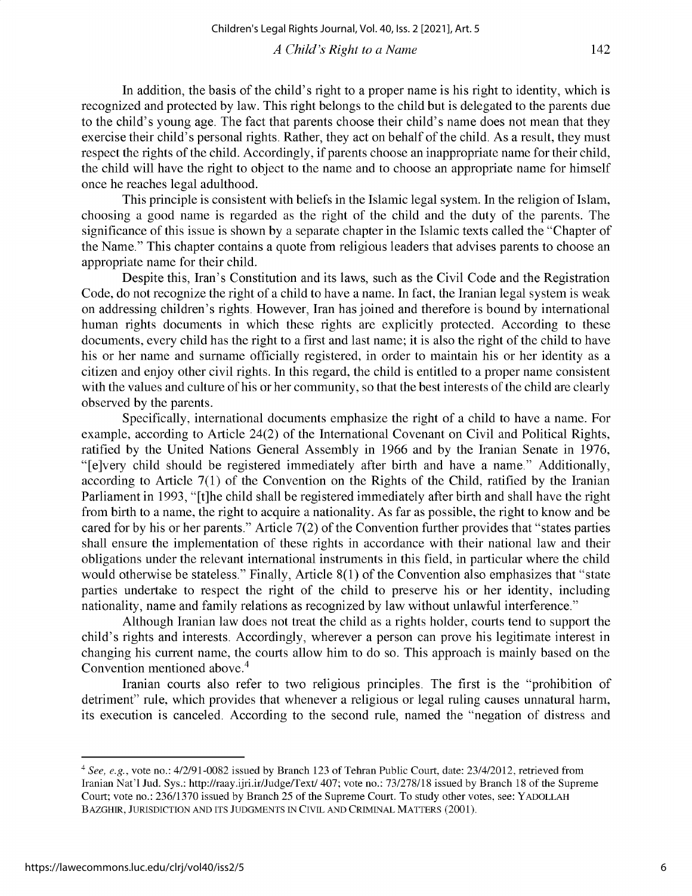In addition, the basis of the child's right to a proper name is his right to identity, which is recognized and protected by law. This right belongs to the child but is delegated to the parents due to the child's young age. The fact that parents choose their child's name does not mean that they exercise their child's personal rights. Rather, they act on behalf of the child. As a result, they must respect the rights of the child. Accordingly, if parents choose an inappropriate name for their child, the child will have the right to object to the name and to choose an appropriate name for himself once he reaches legal adulthood.

This principle is consistent with beliefs in the Islamic legal system. In the religion of Islam, choosing a good name is regarded as the right of the child and the duty of the parents. The significance of this issue is shown by a separate chapter in the Islamic texts called the "Chapter of the Name." This chapter contains a quote from religious leaders that advises parents to choose an appropriate name for their child.

Despite this, Iran's Constitution and its laws, such as the Civil Code and the Registration Code, do not recognize the right of a child to have a name. In fact, the Iranian legal system is weak on addressing children's rights. However, Iran has joined and therefore is bound by international human rights documents in which these rights are explicitly protected. According to these documents, every child has the right to a first and last name; it is also the right of the child to have his or her name and surname officially registered, in order to maintain his or her identity as a citizen and enjoy other civil rights. In this regard, the child is entitled to a proper name consistent with the values and culture of his or her community, so that the best interests of the child are clearly observed by the parents.

Specifically, international documents emphasize the right of a child to have a name. For example, according to Article 24(2) of the International Covenant on Civil and Political Rights, ratified by the United Nations General Assembly in 1966 and by the Iranian Senate in 1976, "[e]very child should be registered immediately after birth and have a name." Additionally, according to Article 7(1) of the Convention on the Rights of the Child, ratified by the Iranian Parliament in 1993, "[t]he child shall be registered immediately after birth and shall have the right from birth to a name, the right to acquire a nationality. As far as possible, the right to know and be cared for by his or her parents." Article 7(2) of the Convention further provides that "states parties shall ensure the implementation of these rights in accordance with their national law and their obligations under the relevant international instruments in this field, in particular where the child would otherwise be stateless." Finally, Article 8(1) of the Convention also emphasizes that "state parties undertake to respect the right of the child to preserve his or her identity, including nationality, name and family relations as recognized by law without unlawful interference."

Although Iranian law does not treat the child as a rights holder, courts tend to support the child's rights and interests. Accordingly, wherever a person can prove his legitimate interest in changing his current name, the courts allow him to do so. This approach is mainly based on the Convention mentioned above.[4]

Iranian courts also refer to two religious principles. The first is the "prohibition of detriment" rule, which provides that whenever a religious or legal ruling causes unnatural harm, its execution is canceled. According to the second rule, named the "negation of distress and

---

[4] *See, e.g.*, vote no.: 4/2/91-0082 issued by Branch 123 of Tehran Public Court, date: 23/4/2012, retrieved from Iranian Nat'l Jud. Sys.: http://raay.ijri.ir/Judge/Text/ 407; vote no.: 73/278/18 issued by Branch 18 of the Supreme Court; vote no.: 236/1370 issued by Branch 25 of the Supreme Court. To study other votes, see: YADOLLAH BAZGHIR, JURISDICTION AND ITS JUDGMENTS IN CIVIL AND CRIMINAL MATTERS (2001).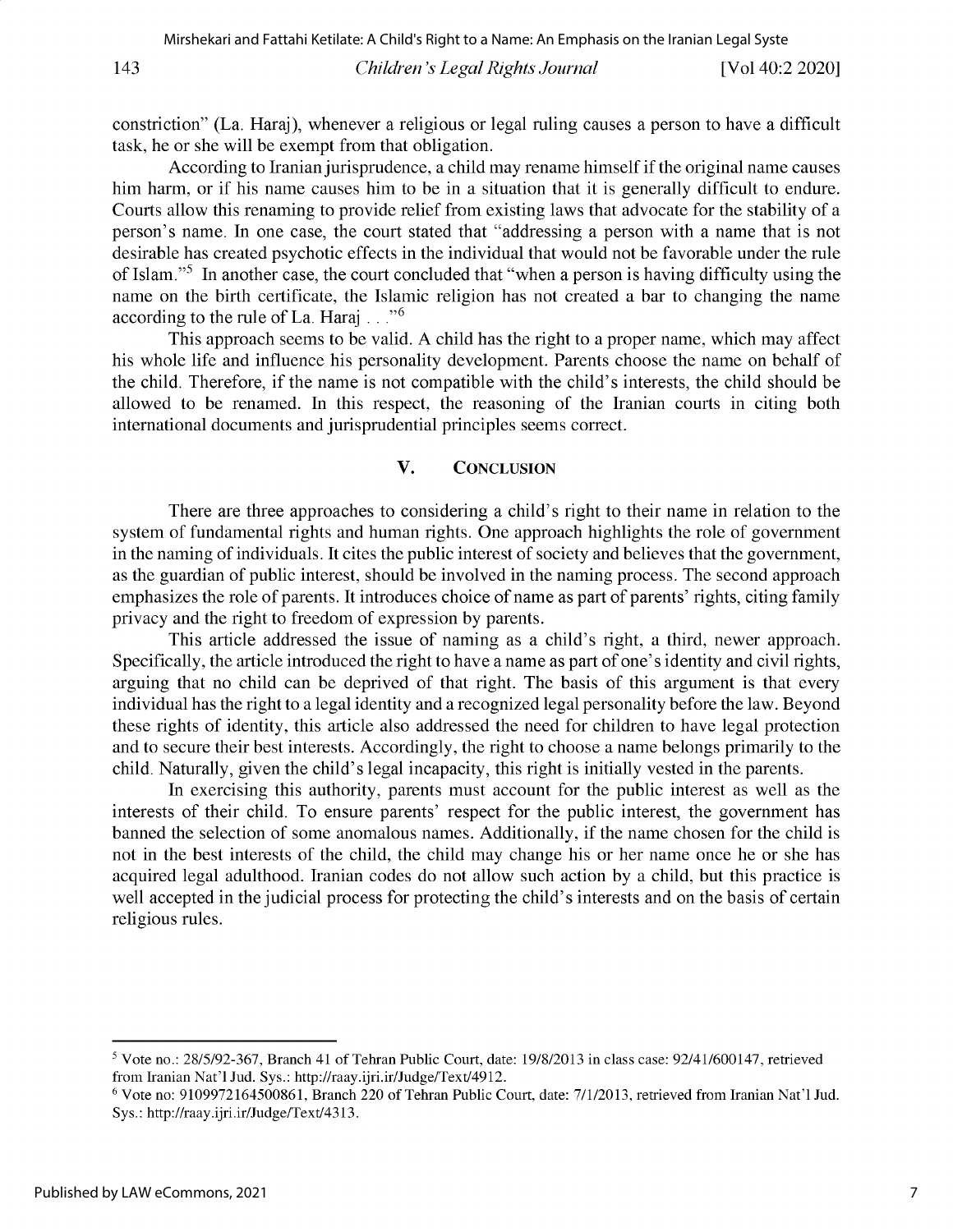constriction" (La. Haraj), whenever a religious or legal ruling causes a person to have a difficult task, he or she will be exempt from that obligation.

According to Iranian jurisprudence, a child may rename himself if the original name causes him harm, or if his name causes him to be in a situation that it is generally difficult to endure. Courts allow this renaming to provide relief from existing laws that advocate for the stability of a person's name. In one case, the court stated that "addressing a person with a name that is not desirable has created psychotic effects in the individual that would not be favorable under the rule of Islam."[5] In another case, the court concluded that "when a person is having difficulty using the name on the birth certificate, the Islamic religion has not created a bar to changing the name according to the rule of La. Haraj . . ."[6]

This approach seems to be valid. A child has the right to a proper name, which may affect his whole life and influence his personality development. Parents choose the name on behalf of the child. Therefore, if the name is not compatible with the child's interests, the child should be allowed to be renamed. In this respect, the reasoning of the Iranian courts in citing both international documents and jurisprudential principles seems correct.

## V. Conclusion

There are three approaches to considering a child's right to their name in relation to the system of fundamental rights and human rights. One approach highlights the role of government in the naming of individuals. It cites the public interest of society and believes that the government, as the guardian of public interest, should be involved in the naming process. The second approach emphasizes the role of parents. It introduces choice of name as part of parents' rights, citing family privacy and the right to freedom of expression by parents.

This article addressed the issue of naming as a child's right, a third, newer approach. Specifically, the article introduced the right to have a name as part of one's identity and civil rights, arguing that no child can be deprived of that right. The basis of this argument is that every individual has the right to a legal identity and a recognized legal personality before the law. Beyond these rights of identity, this article also addressed the need for children to have legal protection and to secure their best interests. Accordingly, the right to choose a name belongs primarily to the child. Naturally, given the child's legal incapacity, this right is initially vested in the parents.

In exercising this authority, parents must account for the public interest as well as the interests of their child. To ensure parents' respect for the public interest, the government has banned the selection of some anomalous names. Additionally, if the name chosen for the child is not in the best interests of the child, the child may change his or her name once he or she has acquired legal adulthood. Iranian codes do not allow such action by a child, but this practice is well accepted in the judicial process for protecting the child's interests and on the basis of certain religious rules.

---

[5] Vote no.: 28/5/92-367, Branch 41 of Tehran Public Court, date: 19/8/2013 in class case: 92/41/600147, retrieved from Iranian Nat'l Jud. Sys.: http://raay.ijri.ir/Judge/Text/4912.

[6] Vote no: 9109972164500861, Branch 220 of Tehran Public Court, date: 7/1/2013, retrieved from Iranian Nat'l Jud. Sys.: http://raay.ijri.ir/Judge/Text/4313.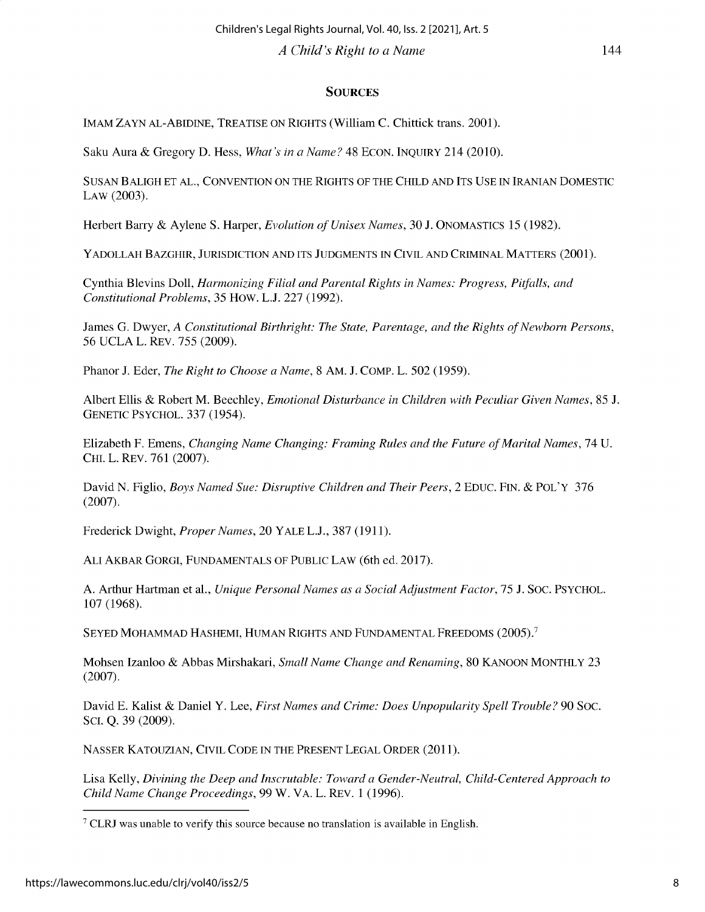## SOURCES

IMAM ZAYN AL-ABIDINE, TREATISE ON RIGHTS (William C. Chittick trans. 2001).

Saku Aura & Gregory D. Hess, *What's in a Name?* 48 ECON. INQUIRY 214 (2010).

SUSAN BALIGH ET AL., CONVENTION ON THE RIGHTS OF THE CHILD AND ITS USE IN IRANIAN DOMESTIC LAW (2003).

Herbert Barry & Aylene S. Harper, *Evolution of Unisex Names*, 30 J. ONOMASTICS 15 (1982).

YADOLLAH BAZGHIR, JURISDICTION AND ITS JUDGMENTS IN CIVIL AND CRIMINAL MATTERS (2001).

Cynthia Blevins Doll, *Harmonizing Filial and Parental Rights in Names: Progress, Pitfalls, and Constitutional Problems*, 35 HOW. L.J. 227 (1992).

James G. Dwyer, *A Constitutional Birthright: The State, Parentage, and the Rights of Newborn Persons*, 56 UCLA L. REV. 755 (2009).

Phanor J. Eder, *The Right to Choose a Name*, 8 AM. J. COMP. L. 502 (1959).

Albert Ellis & Robert M. Beechley, *Emotional Disturbance in Children with Peculiar Given Names*, 85 J. GENETIC PSYCHOL. 337 (1954).

Elizabeth F. Emens, *Changing Name Changing: Framing Rules and the Future of Marital Names*, 74 U. CHI. L. REV. 761 (2007).

David N. Figlio, *Boys Named Sue: Disruptive Children and Their Peers*, 2 EDUC. FIN. & POL'Y 376 (2007).

Frederick Dwight, *Proper Names*, 20 YALE L.J., 387 (1911).

ALI AKBAR GORGI, FUNDAMENTALS OF PUBLIC LAW (6th ed. 2017).

A. Arthur Hartman et al., *Unique Personal Names as a Social Adjustment Factor*, 75 J. SOC. PSYCHOL. 107 (1968).

SEYED MOHAMMAD HASHEMI, HUMAN RIGHTS AND FUNDAMENTAL FREEDOMS (2005).[7]

Mohsen Izanloo & Abbas Mirshakari, *Small Name Change and Renaming*, 80 KANOON MONTHLY 23 (2007).

David E. Kalist & Daniel Y. Lee, *First Names and Crime: Does Unpopularity Spell Trouble?* 90 SOC. SCI. Q. 39 (2009).

NASSER KATOUZIAN, CIVIL CODE IN THE PRESENT LEGAL ORDER (2011).

Lisa Kelly, *Divining the Deep and Inscrutable: Toward a Gender-Neutral, Child-Centered Approach to Child Name Change Proceedings*, 99 W. VA. L. REV. 1 (1996).

---

[7] CLRJ was unable to verify this source because no translation is available in English.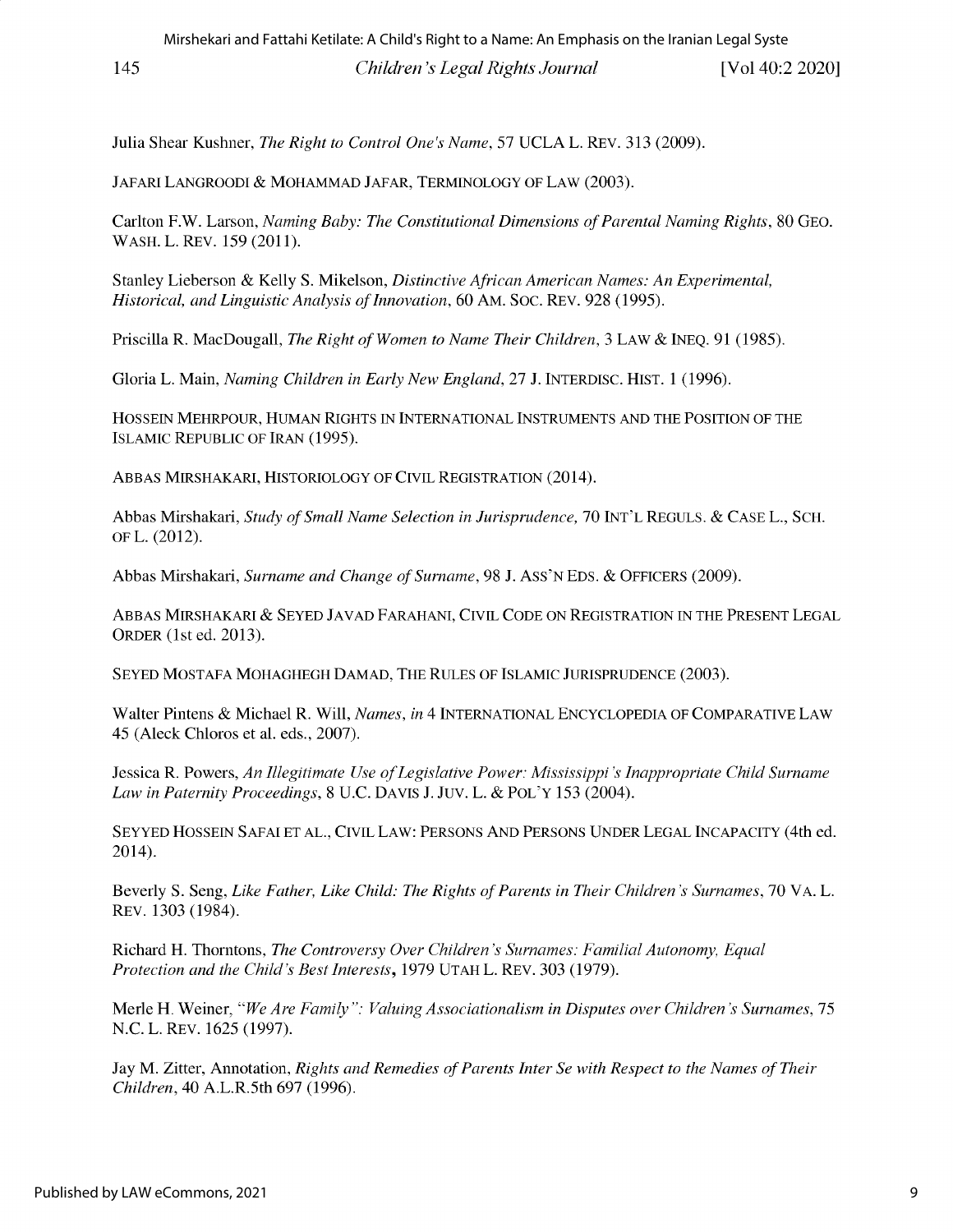Julia Shear Kushner, *The Right to Control One's Name*, 57 UCLA L. REV. 313 (2009).

JAFARI LANGROODI & MOHAMMAD JAFAR, TERMINOLOGY OF LAW (2003).

Carlton F.W. Larson, *Naming Baby: The Constitutional Dimensions of Parental Naming Rights*, 80 GEO. WASH. L. REV. 159 (2011).

Stanley Lieberson & Kelly S. Mikelson, *Distinctive African American Names: An Experimental, Historical, and Linguistic Analysis of Innovation*, 60 AM. SOC. REV. 928 (1995).

Priscilla R. MacDougall, *The Right of Women to Name Their Children*, 3 LAW & INEQ. 91 (1985).

Gloria L. Main, *Naming Children in Early New England*, 27 J. INTERDISC. HIST. 1 (1996).

HOSSEIN MEHRPOUR, HUMAN RIGHTS IN INTERNATIONAL INSTRUMENTS AND THE POSITION OF THE ISLAMIC REPUBLIC OF IRAN (1995).

ABBAS MIRSHAKARI, HISTORIOLOGY OF CIVIL REGISTRATION (2014).

Abbas Mirshakari, *Study of Small Name Selection in Jurisprudence*, 70 INT'L REGULS. & CASE L., SCH. OF L. (2012).

Abbas Mirshakari, *Surname and Change of Surname*, 98 J. ASS'N EDS. & OFFICERS (2009).

ABBAS MIRSHAKARI & SEYED JAVAD FARAHANI, CIVIL CODE ON REGISTRATION IN THE PRESENT LEGAL ORDER (1st ed. 2013).

SEYED MOSTAFA MOHAGHEGH DAMAD, THE RULES OF ISLAMIC JURISPRUDENCE (2003).

Walter Pintens & Michael R. Will, *Names*, *in* 4 INTERNATIONAL ENCYCLOPEDIA OF COMPARATIVE LAW 45 (Aleck Chloros et al. eds., 2007).

Jessica R. Powers, *An Illegitimate Use of Legislative Power: Mississippi's Inappropriate Child Surname Law in Paternity Proceedings*, 8 U.C. DAVIS J. JUV. L. & POL'Y 153 (2004).

SEYYED HOSSEIN SAFAI ET AL., CIVIL LAW: PERSONS AND PERSONS UNDER LEGAL INCAPACITY (4th ed. 2014).

Beverly S. Seng, *Like Father, Like Child: The Rights of Parents in Their Children's Surnames*, 70 VA. L. REV. 1303 (1984).

Richard H. Thorntons, *The Controversy Over Children's Surnames: Familial Autonomy, Equal Protection and the Child's Best Interests***,** 1979 UTAH L. REV. 303 (1979).

Merle H. Weiner, *"We Are Family": Valuing Associationalism in Disputes over Children's Surnames*, 75 N.C. L. REV. 1625 (1997).

Jay M. Zitter, Annotation, *Rights and Remedies of Parents Inter Se with Respect to the Names of Their Children*, 40 A.L.R.5th 697 (1996).